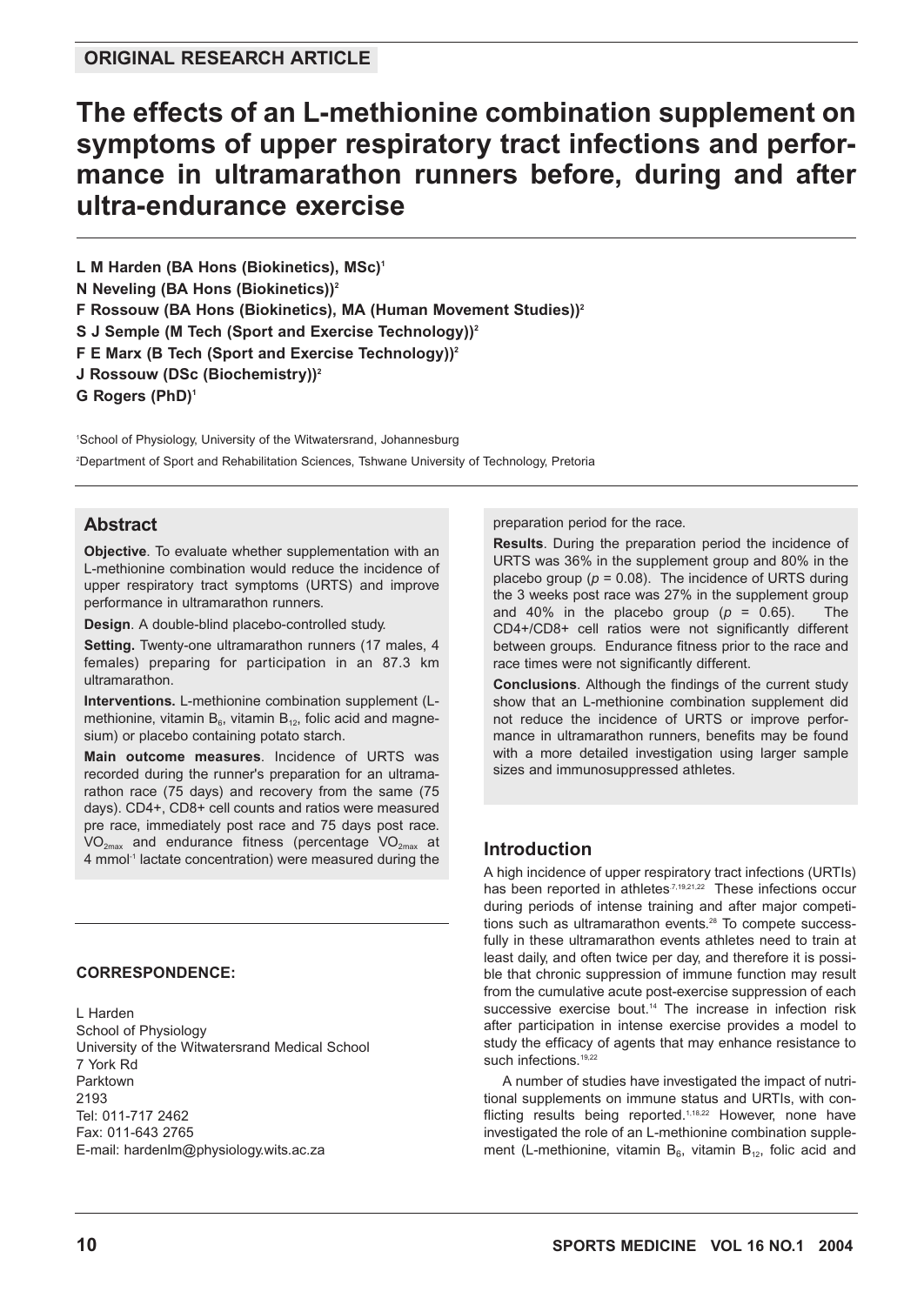ORIGINAL RESEARCH ARTICLE

# The effects of an L-methionine combination supplement on symptoms of upper respiratory tract infections and performance in ultramarathon runners before, during and after ultra-endurance exercise

**L M Harden (BA Hons (Biokinetics), MSc)[1]**
**N Neveling (BA Hons (Biokinetics))[2]**
**F Rossouw (BA Hons (Biokinetics), MA (Human Movement Studies))[2]**
**S J Semple (M Tech (Sport and Exercise Technology))[2]**
**F E Marx (B Tech (Sport and Exercise Technology))[2]**
**J Rossouw (DSc (Biochemistry))[2]**
**G Rogers (PhD)[1]**

[1]School of Physiology, University of the Witwatersrand, Johannesburg
[2]Department of Sport and Rehabilitation Sciences, Tshwane University of Technology, Pretoria

## Abstract

**Objective**. To evaluate whether supplementation with an L-methionine combination would reduce the incidence of upper respiratory tract symptoms (URTS) and improve performance in ultramarathon runners.

**Design**. A double-blind placebo-controlled study.

**Setting.** Twenty-one ultramarathon runners (17 males, 4 females) preparing for participation in an 87.3 km ultramarathon.

**Interventions.** L-methionine combination supplement (L-methionine, vitamin $B_6$, vitamin $B_{12}$, folic acid and magnesium) or placebo containing potato starch.

**Main outcome measures**. Incidence of URTS was recorded during the runner's preparation for an ultramarathon race (75 days) and recovery from the same (75 days). CD4+, CD8+ cell counts and ratios were measured pre race, immediately post race and 75 days post race. $VO_{2max}$ and endurance fitness (percentage $VO_{2max}$ at 4 mmol$^{-1}$ lactate concentration) were measured during the preparation period for the race.

**Results**. During the preparation period the incidence of URTS was 36% in the supplement group and 80% in the placebo group ($p$ = 0.08). The incidence of URTS during the 3 weeks post race was 27% in the supplement group and 40% in the placebo group ($p$ = 0.65). The CD4+/CD8+ cell ratios were not significantly different between groups. Endurance fitness prior to the race and race times were not significantly different.

**Conclusions**. Although the findings of the current study show that an L-methionine combination supplement did not reduce the incidence of URTS or improve performance in ultramarathon runners, benefits may be found with a more detailed investigation using larger sample sizes and immunosuppressed athletes.

**CORRESPONDENCE:**

L Harden
School of Physiology
University of the Witwatersrand Medical School
7 York Rd
Parktown
2193
Tel: 011-717 2462
Fax: 011-643 2765
E-mail: hardenlm@physiology.wits.ac.za

## Introduction

A high incidence of upper respiratory tract infections (URTIs) has been reported in athletes[7,19,21,22] These infections occur during periods of intense training and after major competitions such as ultramarathon events.[28] To compete successfully in these ultramarathon events athletes need to train at least daily, and often twice per day, and therefore it is possible that chronic suppression of immune function may result from the cumulative acute post-exercise suppression of each successive exercise bout.[14] The increase in infection risk after participation in intense exercise provides a model to study the efficacy of agents that may enhance resistance to such infections.[19,22]

A number of studies have investigated the impact of nutritional supplements on immune status and URTIs, with conflicting results being reported.[1,18,22] However, none have investigated the role of an L-methionine combination supplement (L-methionine, vitamin $B_6$, vitamin $B_{12}$, folic acid and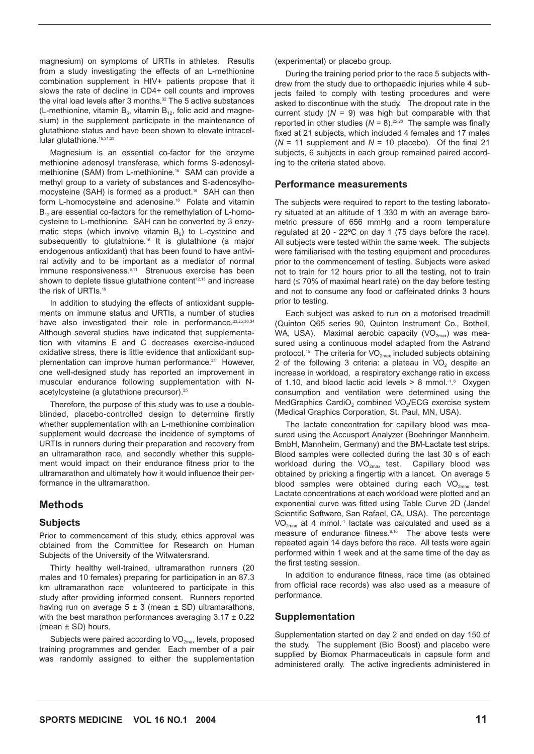magnesium) on symptoms of URTIs in athletes. Results from a study investigating the effects of an L-methionine combination supplement in HIV+ patients propose that it slows the rate of decline in CD4+ cell counts and improves the viral load levels after 3 months.[32] The 5 active substances (L-methionine, vitamin $B_6$, vitamin $B_{12}$, folic acid and magnesium) in the supplement participate in the maintenance of glutathione status and have been shown to elevate intracellular glutathione.[16,31,33]

Magnesium is an essential co-factor for the enzyme methionine adenosyl transferase, which forms S-adenosylmethionine (SAM) from L-methionine.[16] SAM can provide a methyl group to a variety of substances and S-adenosylhomocysteine (SAH) is formed as a product.[16] SAH can then form L-homocysteine and adenosine.[16] Folate and vitamin $B_{12}$ are essential co-factors for the remethylation of L-homocysteine to L-methionine. SAH can be converted by 3 enzymatic steps (which involve vitamin $B_6$) to L-cysteine and subsequently to glutathione.[16] It is glutathione (a major endogenous antioxidant) that has been found to have antiviral activity and to be important as a mediator of normal immune responsiveness.[9,11] Strenuous exercise has been shown to deplete tissue glutathione content[12,13] and increase the risk of URTIs.[19]

In addition to studying the effects of antioxidant supplements on immune status and URTIs, a number of studies have also investigated their role in performance.[23,25,30,34] Although several studies have indicated that supplementation with vitamins E and C decreases exercise-induced oxidative stress, there is little evidence that antioxidant supplementation can improve human performance.[24] However, one well-designed study has reported an improvement in muscular endurance following supplementation with N-acetylcysteine (a glutathione precursor).[25]

Therefore, the purpose of this study was to use a double-blinded, placebo-controlled design to determine firstly whether supplementation with an L-methionine combination supplement would decrease the incidence of symptoms of URTIs in runners during their preparation and recovery from an ultramarathon race, and secondly whether this supplement would impact on their endurance fitness prior to the ultramarathon and ultimately how it would influence their performance in the ultramarathon.

## Methods

### Subjects

Prior to commencement of this study, ethics approval was obtained from the Committee for Research on Human Subjects of the University of the Witwatersrand.

Thirty healthy well-trained, ultramarathon runners (20 males and 10 females) preparing for participation in an 87.3 km ultramarathon race volunteered to participate in this study after providing informed consent. Runners reported having run on average 5 ± 3 (mean ± SD) ultramarathons, with the best marathon performances averaging 3.17 ± 0.22 (mean ± SD) hours.

Subjects were paired according to $VO_{2max}$ levels, proposed training programmes and gender. Each member of a pair was randomly assigned to either the supplementation (experimental) or placebo group.

During the training period prior to the race 5 subjects withdrew from the study due to orthopaedic injuries while 4 subjects failed to comply with testing procedures and were asked to discontinue with the study. The dropout rate in the current study ($N$ = 9) was high but comparable with that reported in other studies ($N$ = 8).[22,23] The sample was finally fixed at 21 subjects, which included 4 females and 17 males ($N$ = 11 supplement and $N$ = 10 placebo). Of the final 21 subjects, 6 subjects in each group remained paired according to the criteria stated above.

### Performance measurements

The subjects were required to report to the testing laboratory situated at an altitude of 1 330 m with an average barometric pressure of 656 mmHg and a room temperature regulated at 20 - 22ºC on day 1 (75 days before the race). All subjects were tested within the same week. The subjects were familiarised with the testing equipment and procedures prior to the commencement of testing. Subjects were asked not to train for 12 hours prior to all the testing, not to train hard (≤ 70% of maximal heart rate) on the day before testing and not to consume any food or caffeinated drinks 3 hours prior to testing.

Each subject was asked to run on a motorised treadmill (Quinton Q65 series 90, Quinton Instrument Co., Bothell, WA, USA). Maximal aerobic capacity ($VO_{2max}$) was measured using a continuous model adapted from the Astrand protocol.[15] The criteria for $VO_{2max}$ included subjects obtaining 2 of the following 3 criteria: a plateau in $VO_2$ despite an increase in workload, a respiratory exchange ratio in excess of 1.10, and blood lactic acid levels > 8 $mmol.^{-1}$.[6] Oxygen consumption and ventilation were determined using the MedGraphics $CardiO_2$ combined $VO_2$/ECG exercise system (Medical Graphics Corporation, St. Paul, MN, USA).

The lactate concentration for capillary blood was measured using the Accusport Analyzer (Boehringer Mannheim, BmbH, Mannheim, Germany) and the BM-Lactate test strips. Blood samples were collected during the last 30 s of each workload during the $VO_{2max}$ test. Capillary blood was obtained by pricking a fingertip with a lancet. On average 5 blood samples were obtained during each $VO_{2max}$ test. Lactate concentrations at each workload were plotted and an exponential curve was fitted using Table Curve 2D (Jandel Scientific Software, San Rafael, CA, USA). The percentage $VO_{2max}$ at 4 $mmol.^{-1}$ lactate was calculated and used as a measure of endurance fitness.[8,10] The above tests were repeated again 14 days before the race. All tests were again performed within 1 week and at the same time of the day as the first testing session.

In addition to endurance fitness, race time (as obtained from official race records) was also used as a measure of performance.

### Supplementation

Supplementation started on day 2 and ended on day 150 of the study. The supplement (Bio Boost) and placebo were supplied by Biomox Pharmaceuticals in capsule form and administered orally. The active ingredients administered in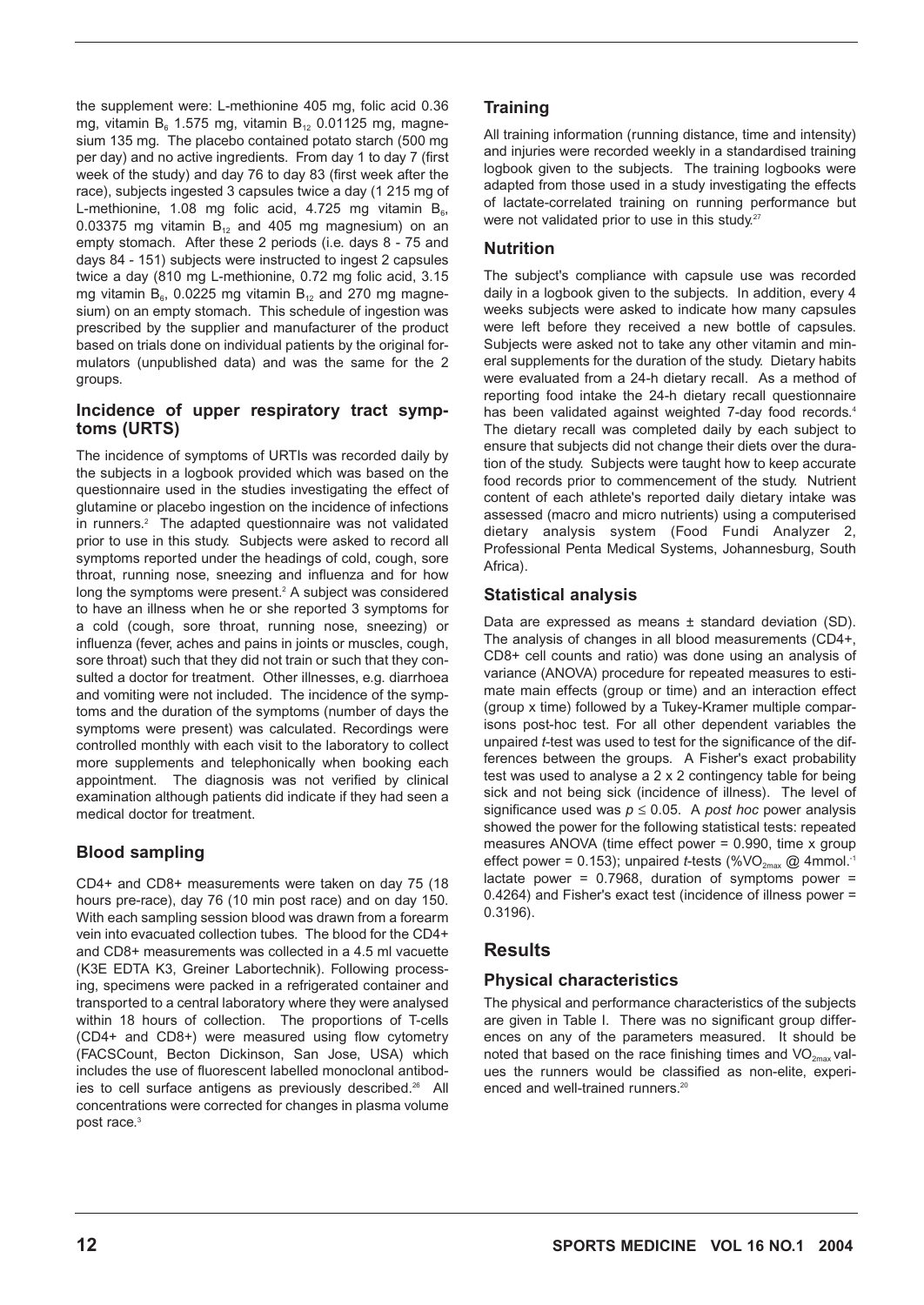the supplement were: L-methionine 405 mg, folic acid 0.36 mg, vitamin $B_6$ 1.575 mg, vitamin $B_{12}$ 0.01125 mg, magnesium 135 mg. The placebo contained potato starch (500 mg per day) and no active ingredients. From day 1 to day 7 (first week of the study) and day 76 to day 83 (first week after the race), subjects ingested 3 capsules twice a day (1 215 mg of L-methionine, 1.08 mg folic acid, 4.725 mg vitamin $B_6$, 0.03375 mg vitamin $B_{12}$ and 405 mg magnesium) on an empty stomach. After these 2 periods (i.e. days 8 - 75 and days 84 - 151) subjects were instructed to ingest 2 capsules twice a day (810 mg L-methionine, 0.72 mg folic acid, 3.15 mg vitamin $B_6$, 0.0225 mg vitamin $B_{12}$ and 270 mg magnesium) on an empty stomach. This schedule of ingestion was prescribed by the supplier and manufacturer of the product based on trials done on individual patients by the original formulators (unpublished data) and was the same for the 2 groups.

### Incidence of upper respiratory tract symptoms (URTS)

The incidence of symptoms of URTIs was recorded daily by the subjects in a logbook provided which was based on the questionnaire used in the studies investigating the effect of glutamine or placebo ingestion on the incidence of infections in runners.[2] The adapted questionnaire was not validated prior to use in this study. Subjects were asked to record all symptoms reported under the headings of cold, cough, sore throat, running nose, sneezing and influenza and for how long the symptoms were present.[2] A subject was considered to have an illness when he or she reported 3 symptoms for a cold (cough, sore throat, running nose, sneezing) or influenza (fever, aches and pains in joints or muscles, cough, sore throat) such that they did not train or such that they consulted a doctor for treatment. Other illnesses, e.g. diarrhoea and vomiting were not included. The incidence of the symptoms and the duration of the symptoms (number of days the symptoms were present) was calculated. Recordings were controlled monthly with each visit to the laboratory to collect more supplements and telephonically when booking each appointment. The diagnosis was not verified by clinical examination although patients did indicate if they had seen a medical doctor for treatment.

### Blood sampling

CD4+ and CD8+ measurements were taken on day 75 (18 hours pre-race), day 76 (10 min post race) and on day 150. With each sampling session blood was drawn from a forearm vein into evacuated collection tubes. The blood for the CD4+ and CD8+ measurements was collected in a 4.5 ml vacuette (K3E EDTA K3, Greiner Labortechnik). Following processing, specimens were packed in a refrigerated container and transported to a central laboratory where they were analysed within 18 hours of collection. The proportions of T-cells (CD4+ and CD8+) were measured using flow cytometry (FACSCount, Becton Dickinson, San Jose, USA) which includes the use of fluorescent labelled monoclonal antibodies to cell surface antigens as previously described.[28] All concentrations were corrected for changes in plasma volume post race.[3]

### Training

All training information (running distance, time and intensity) and injuries were recorded weekly in a standardised training logbook given to the subjects. The training logbooks were adapted from those used in a study investigating the effects of lactate-correlated training on running performance but were not validated prior to use in this study.[27]

### Nutrition

The subject's compliance with capsule use was recorded daily in a logbook given to the subjects. In addition, every 4 weeks subjects were asked to indicate how many capsules were left before they received a new bottle of capsules. Subjects were asked not to take any other vitamin and mineral supplements for the duration of the study. Dietary habits were evaluated from a 24-h dietary recall. As a method of reporting food intake the 24-h dietary recall questionnaire has been validated against weighted 7-day food records.[4] The dietary recall was completed daily by each subject to ensure that subjects did not change their diets over the duration of the study. Subjects were taught how to keep accurate food records prior to commencement of the study. Nutrient content of each athlete's reported daily dietary intake was assessed (macro and micro nutrients) using a computerised dietary analysis system (Food Fundi Analyzer 2, Professional Penta Medical Systems, Johannesburg, South Africa).

### Statistical analysis

Data are expressed as means ± standard deviation (SD). The analysis of changes in all blood measurements (CD4+, CD8+ cell counts and ratio) was done using an analysis of variance (ANOVA) procedure for repeated measures to estimate main effects (group or time) and an interaction effect (group x time) followed by a Tukey-Kramer multiple comparisons post-hoc test. For all other dependent variables the unpaired *t*-test was used to test for the significance of the differences between the groups. A Fisher's exact probability test was used to analyse a 2 x 2 contingency table for being sick and not being sick (incidence of illness). The level of significance used was $p \leq 0.05$. A *post hoc* power analysis showed the power for the following statistical tests: repeated measures ANOVA (time effect power = 0.990, time x group effect power = 0.153); unpaired *t*-tests (%$VO_{2max}$ @ 4mmol.$^{-1}$ lactate power = 0.7968, duration of symptoms power = 0.4264) and Fisher's exact test (incidence of illness power = 0.3196).

## Results

### Physical characteristics

The physical and performance characteristics of the subjects are given in Table I. There was no significant group differences on any of the parameters measured. It should be noted that based on the race finishing times and $VO_{2max}$ values the runners would be classified as non-elite, experienced and well-trained runners.[20]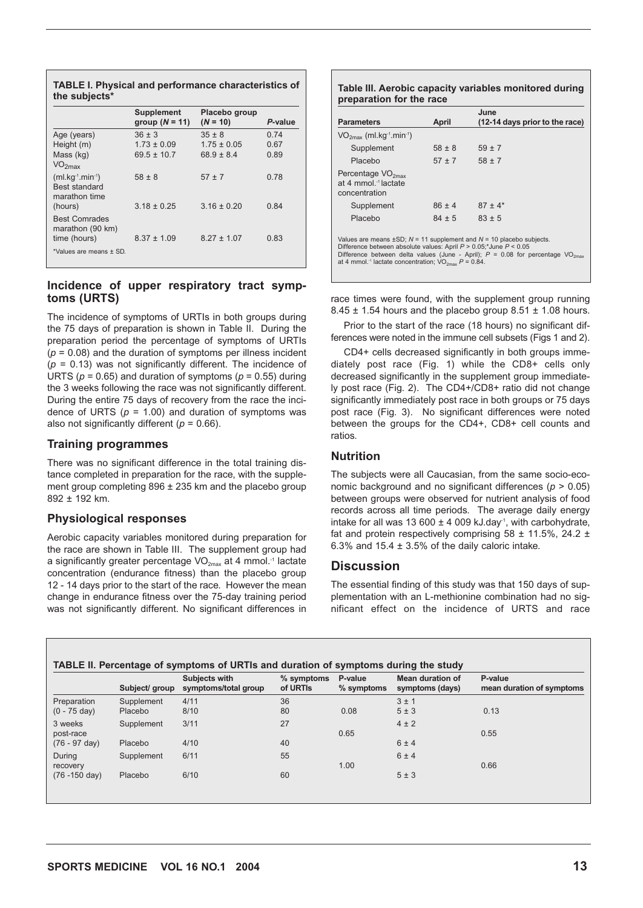**TABLE I. Physical and performance characteristics of the subjects***

| | Supplement group ($N$ = 11) | Placebo group ($N$ = 10) | $P$-value |
|---|---|---|---|
| Age (years) | 36 ± 3 | 35 ± 8 | 0.74 |
| Height (m) | 1.73 ± 0.09 | 1.75 ± 0.05 | 0.67 |
| Mass (kg) | 69.5 ± 10.7 | 68.9 ± 8.4 | 0.89 |
| $VO_{2max}$ ($ml.kg^{-1}.min^{-1}$) | 58 ± 8 | 57 ± 7 | 0.78 |
| Best standard marathon time (hours) | 3.18 ± 0.25 | 3.16 ± 0.20 | 0.84 |
| Best Comrades marathon (90 km) time (hours) | 8.37 ± 1.09 | 8.27 ± 1.07 | 0.83 |

*Values are means ± SD.

## Incidence of upper respiratory tract symptoms (URTS)

The incidence of symptoms of URTIs in both groups during the 75 days of preparation is shown in Table II. During the preparation period the percentage of symptoms of URTIs ($p$ = 0.08) and the duration of symptoms per illness incident ($p$ = 0.13) was not significantly different. The incidence of URTS ($p$ = 0.65) and duration of symptoms ($p$ = 0.55) during the 3 weeks following the race was not significantly different. During the entire 75 days of recovery from the race the incidence of URTS ($p$ = 1.00) and duration of symptoms was also not significantly different ($p$ = 0.66).

## Training programmes

There was no significant difference in the total training distance completed in preparation for the race, with the supplement group completing 896 ± 235 km and the placebo group 892 ± 192 km.

## Physiological responses

Aerobic capacity variables monitored during preparation for the race are shown in Table III. The supplement group had a significantly greater percentage $VO_{2max}$ at 4 $mmol.^{-1}$ lactate concentration (endurance fitness) than the placebo group 12 - 14 days prior to the start of the race. However the mean change in endurance fitness over the 75-day training period was not significantly different. No significant differences in race times were found, with the supplement group running 8.45 ± 1.54 hours and the placebo group 8.51 ± 1.08 hours.

**Table III. Aerobic capacity variables monitored during preparation for the race**

| Parameters | April | June (12-14 days prior to the race) |
|---|---|---|
| $VO_{2max}$ ($ml.kg^{-1}.min^{-1}$) | | |
| Supplement | 58 ± 8 | 59 ± 7 |
| Placebo | 57 ± 7 | 58 ± 7 |
| Percentage $VO_{2max}$ at 4 $mmol.^{-1}$ lactate concentration | | |
| Supplement | 86 ± 4 | 87 ± 4* |
| Placebo | 84 ± 5 | 83 ± 5 |

Values are means ±SD; $N$ = 11 supplement and $N$ = 10 placebo subjects.
Difference between absolute values: April $P > 0.05$;*June $P < 0.05$
Difference between delta values (June - April); $P$ = 0.08 for percentage $VO_{2max}$ at 4 $mmol.^{-1}$ lactate concentration; $VO_{2max}$ $P$ = 0.84.

Prior to the start of the race (18 hours) no significant differences were noted in the immune cell subsets (Figs 1 and 2).

CD4+ cells decreased significantly in both groups immediately post race (Fig. 1) while the CD8+ cells only decreased significantly in the supplement group immediately post race (Fig. 2). The CD4+/CD8+ ratio did not change significantly immediately post race in both groups or 75 days post race (Fig. 3). No significant differences were noted between the groups for the CD4+, CD8+ cell counts and ratios.

## Nutrition

The subjects were all Caucasian, from the same socio-economic background and no significant differences ($p > 0.05$) between groups were observed for nutrient analysis of food records across all time periods. The average daily energy intake for all was 13 600 ± 4 009 $kJ.day^{-1}$, with carbohydrate, fat and protein respectively comprising 58 ± 11.5%, 24.2 ± 6.3% and 15.4 ± 3.5% of the daily caloric intake.

## Discussion

The essential finding of this study was that 150 days of supplementation with an L-methionine combination had no significant effect on the incidence of URTS and race

**TABLE II. Percentage of symptoms of URTIs and duration of symptoms during the study**

| | Subject/ group | Subjects with symptoms/total group | % symptoms of URTIs | P-value % symptoms | Mean duration of symptoms (days) | P-value mean duration of symptoms |
|---|---|---|---|---|---|---|
| Preparation (0 - 75 day) | Supplement | 4/11 | 36 | | 3 ± 1 | |
| | Placebo | 8/10 | 80 | 0.08 | 5 ± 3 | 0.13 |
| 3 weeks post-race (76 - 97 day) | Supplement | 3/11 | 27 | 0.65 | 4 ± 2 | 0.55 |
| | Placebo | 4/10 | 40 | | 6 ± 4 | |
| During recovery (76 -150 day) | Supplement | 6/11 | 55 | 1.00 | 6 ± 4 | 0.66 |
| | Placebo | 6/10 | 60 | | 5 ± 3 | |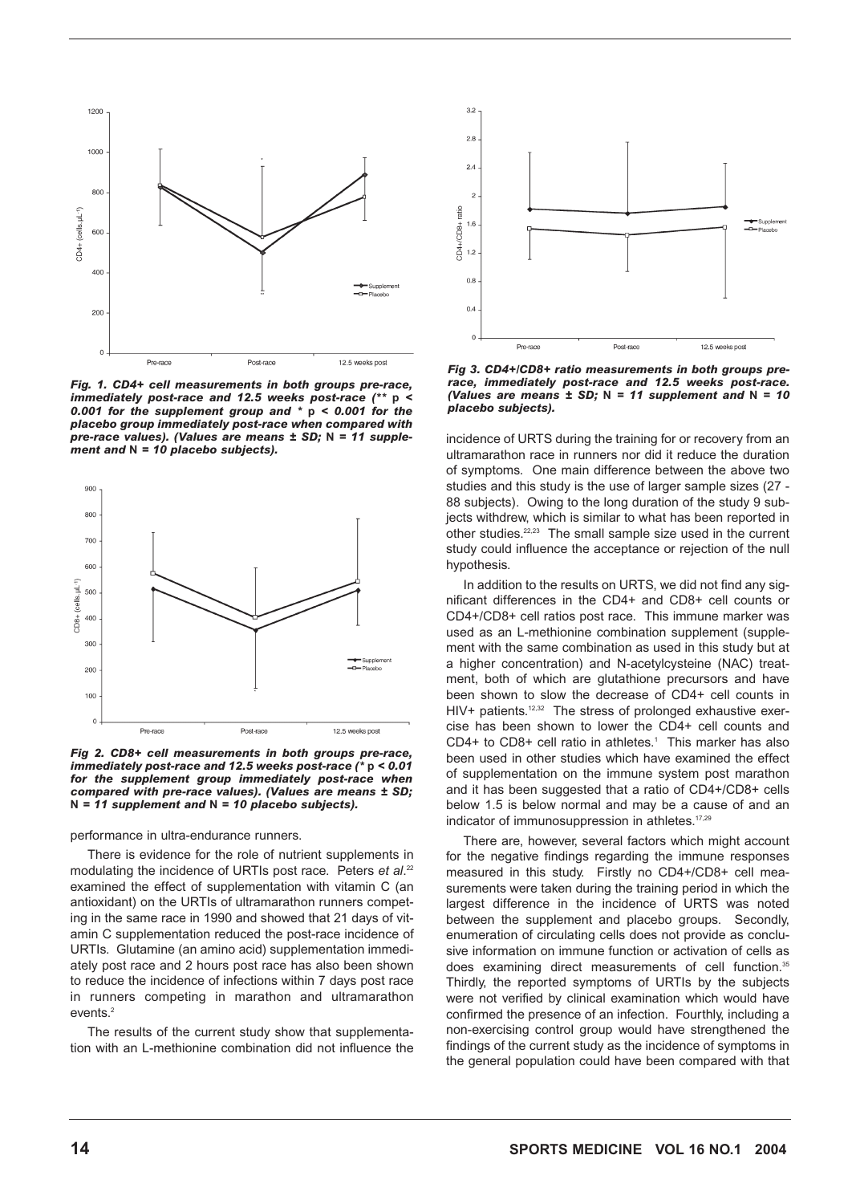*Fig. 1. CD4+ cell measurements in both groups pre-race, immediately post-race and 12.5 weeks post-race (\*\* p < 0.001 for the supplement group and \* p < 0.001 for the placebo group immediately post-race when compared with pre-race values). (Values are means ± SD; N = 11 supplement and N = 10 placebo subjects).*

*Fig 2. CD8+ cell measurements in both groups pre-race, immediately post-race and 12.5 weeks post-race (\* p < 0.01 for the supplement group immediately post-race when compared with pre-race values). (Values are means ± SD; N = 11 supplement and N = 10 placebo subjects).*

*Fig 3. CD4+/CD8+ ratio measurements in both groups pre-race, immediately post-race and 12.5 weeks post-race. (Values are means ± SD; N = 11 supplement and N = 10 placebo subjects).*

performance in ultra-endurance runners.

There is evidence for the role of nutrient supplements in modulating the incidence of URTIs post race. Peters *et al*.[22] examined the effect of supplementation with vitamin C (an antioxidant) on the URTIs of ultramarathon runners competing in the same race in 1990 and showed that 21 days of vitamin C supplementation reduced the post-race incidence of URTIs. Glutamine (an amino acid) supplementation immediately post race and 2 hours post race has also been shown to reduce the incidence of infections within 7 days post race in runners competing in marathon and ultramarathon events.[2]

The results of the current study show that supplementation with an L-methionine combination did not influence the incidence of URTS during the training for or recovery from an ultramarathon race in runners nor did it reduce the duration of symptoms. One main difference between the above two studies and this study is the use of larger sample sizes (27 - 88 subjects). Owing to the long duration of the study 9 subjects withdrew, which is similar to what has been reported in other studies.[22,23] The small sample size used in the current study could influence the acceptance or rejection of the null hypothesis.

In addition to the results on URTS, we did not find any significant differences in the CD4+ and CD8+ cell counts or CD4+/CD8+ cell ratios post race. This immune marker was used as an L-methionine combination supplement (supplement with the same combination as used in this study but at a higher concentration) and N-acetylcysteine (NAC) treatment, both of which are glutathione precursors and have been shown to slow the decrease of CD4+ cell counts in HIV+ patients.[12,32] The stress of prolonged exhaustive exercise has been shown to lower the CD4+ cell counts and CD4+ to CD8+ cell ratio in athletes.[1] This marker has also been used in other studies which have examined the effect of supplementation on the immune system post marathon and it has been suggested that a ratio of CD4+/CD8+ cells below 1.5 is below normal and may be a cause of and an indicator of immunosuppression in athletes.[17,29]

There are, however, several factors which might account for the negative findings regarding the immune responses measured in this study. Firstly no CD4+/CD8+ cell measurements were taken during the training period in which the largest difference in the incidence of URTS was noted between the supplement and placebo groups. Secondly, enumeration of circulating cells does not provide as conclusive information on immune function or activation of cells as does examining direct measurements of cell function.[35] Thirdly, the reported symptoms of URTIs by the subjects were not verified by clinical examination which would have confirmed the presence of an infection. Fourthly, including a non-exercising control group would have strengthened the findings of the current study as the incidence of symptoms in the general population could have been compared with that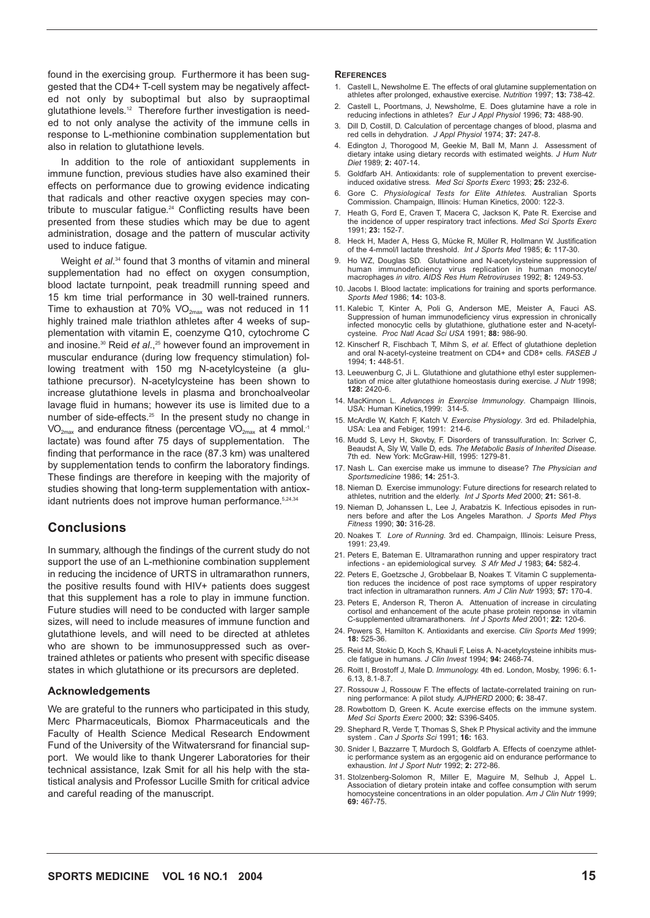found in the exercising group. Furthermore it has been suggested that the CD4+ T-cell system may be negatively affected not only by suboptimal but also by supraoptimal glutathione levels.[12] Therefore further investigation is needed to not only analyse the activity of the immune cells in response to L-methionine combination supplementation but also in relation to glutathione levels.

In addition to the role of antioxidant supplements in immune function, previous studies have also examined their effects on performance due to growing evidence indicating that radicals and other reactive oxygen species may contribute to muscular fatigue.[24] Conflicting results have been presented from these studies which may be due to agent administration, dosage and the pattern of muscular activity used to induce fatigue.

Weight *et al*.[34] found that 3 months of vitamin and mineral supplementation had no effect on oxygen consumption, blood lactate turnpoint, peak treadmill running speed and 15 km time trial performance in 30 well-trained runners. Time to exhaustion at 70% $VO_{2max}$ was not reduced in 11 highly trained male triathlon athletes after 4 weeks of supplementation with vitamin E, coenzyme Q10, cytochrome C and inosine.[30] Reid *et al*.,[25] however found an improvement in muscular endurance (during low frequency stimulation) following treatment with 150 mg N-acetylcysteine (a glutathione precursor). N-acetylcysteine has been shown to increase glutathione levels in plasma and bronchoalveolar lavage fluid in humans; however its use is limited due to a number of side-effects.[25] In the present study no change in $VO_{2max}$ and endurance fitness (percentage $VO_{2max}$ at 4 $mmol.^{-1}$ lactate) was found after 75 days of supplementation. The finding that performance in the race (87.3 km) was unaltered by supplementation tends to confirm the laboratory findings. These findings are therefore in keeping with the majority of studies showing that long-term supplementation with antioxidant nutrients does not improve human performance.[5,24,34]

## Conclusions

In summary, although the findings of the current study do not support the use of an L-methionine combination supplement in reducing the incidence of URTS in ultramarathon runners, the positive results found with HIV+ patients does suggest that this supplement has a role to play in immune function. Future studies will need to be conducted with larger sample sizes, will need to include measures of immune function and glutathione levels, and will need to be directed at athletes who are shown to be immunosuppressed such as overtrained athletes or patients who present with specific disease states in which glutathione or its precursors are depleted.

### Acknowledgements

We are grateful to the runners who participated in this study, Merc Pharmaceuticals, Biomox Pharmaceuticals and the Faculty of Health Science Medical Research Endowment Fund of the University of the Witwatersrand for financial support. We would like to thank Ungerer Laboratories for their technical assistance, Izak Smit for all his help with the statistical analysis and Professor Lucille Smith for critical advice and careful reading of the manuscript.

### References

1. Castell L, Newsholme E. The effects of oral glutamine supplementation on athletes after prolonged, exhaustive exercise. *Nutrition* 1997; **13:** 738-42.
2. Castell L, Poortmans, J, Newsholme, E. Does glutamine have a role in reducing infections in athletes? *Eur J Appl Physiol* 1996; **73:** 488-90.
3. Dill D, Costill, D. Calculation of percentage changes of blood, plasma and red cells in dehydration. *J Appl Physiol* 1974; **37:** 247-8.
4. Edington J, Thorogood M, Geekie M, Ball M, Mann J. Assessment of dietary intake using dietary records with estimated weights. *J Hum Nutr Diet* 1989; **2:** 407-14.
5. Goldfarb AH. Antioxidants: role of supplementation to prevent exercise-induced oxidative stress. *Med Sci Sports Exerc* 1993; **25:** 232-6.
6. Gore C. *Physiological Tests for Elite Athletes.* Australian Sports Commission. Champaign, Illinois: Human Kinetics, 2000: 122-3.
7. Heath G, Ford E, Craven T, Macera C, Jackson K, Pate R. Exercise and the incidence of upper respiratory tract infections. *Med Sci Sports Exerc* 1991; **23:** 152-7.
8. Heck H, Mader A, Hess G, Mücke R, Müller R, Hollmann W. Justification of the 4-mmol/l lactate threshold. *Int J Sports Med* 1985; **6:** 117-30.
9. Ho WZ, Douglas SD. Glutathione and N-acetylcysteine suppression of human immunodeficiency virus replication in human monocyte/macrophages *in vitro. AIDS Res Hum Retroviruses* 1992; **8:** 1249-53.
10. Jacobs I. Blood lactate: implications for training and sports performance. *Sports Med* 1986; **14:** 103-8.
11. Kalebic T, Kinter A, Poli G, Anderson ME, Meister A, Fauci AS. Suppression of human immunodeficiency virus expression in chronically infected monocytic cells by glutathione, glutathione ester and N-acetylcysteine. *Proc Natl Acad Sci USA* 1991; **88:** 986-90.
12. Kinscherf R, Fischbach T, Mihm S, *et al.* Effect of glutathione depletion and oral N-acetyl-cysteine treatment on CD4+ and CD8+ cells. *FASEB J* 1994; **1:** 448-51.
13. Leeuwenburg C, Ji L. Glutathione and glutathione ethyl ester supplementation of mice alter glutathione homeostasis during exercise. *J Nutr* 1998; **128:** 2420-6.
14. MacKinnon L. *Advances in Exercise Immunology*. Champaign Illinois, USA: Human Kinetics,1999: 314-5.
15. McArdle W, Katch F, Katch V. *Exercise Physiology*. 3rd ed. Philadelphia, USA: Lea and Febiger, 1991: 214-6.
16. Mudd S, Levy H, Skovby, F. Disorders of transsulfuration. In: Scriver C, Beaudst A, Sly W, Valle D, eds. *The Metabolic Basis of Inherited Disease.* 7th ed. New York: McGraw-Hill, 1995: 1279-81.
17. Nash L. Can exercise make us immune to disease? *The Physician and Sportsmedicine* 1986; **14:** 251-3.
18. Nieman D. Exercise immunology: Future directions for research related to athletes, nutrition and the elderly. *Int J Sports Med* 2000; **21:** S61-8.
19. Nieman D, Johanssen L, Lee J, Arabatzis K. Infectious episodes in runners before and after the Los Angeles Marathon. *J Sports Med Phys Fitness* 1990; **30:** 316-28.
20. Noakes T. *Lore of Running*. 3rd ed. Champaign, Illinois: Leisure Press, 1991: 23,49.
21. Peters E, Bateman E. Ultramarathon running and upper respiratory tract infections - an epidemiological survey. *S Afr Med J* 1983; **64:** 582-4.
22. Peters E, Goetzsche J, Grobbelaar B, Noakes T. Vitamin C supplementation reduces the incidence of post race symptoms of upper respiratory tract infection in ultramarathon runners. *Am J Clin Nutr* 1993; **57:** 170-4.
23. Peters E, Anderson R, Theron A. Attenuation of increase in circulating cortisol and enhancement of the acute phase protein reponse in vitamin C-supplemented ultramarathoners. *Int J Sports Med* 2001; **22:** 120-6.
24. Powers S, Hamilton K. Antioxidants and exercise. *Clin Sports Med* 1999; **18:** 525-36.
25. Reid M, Stokic D, Koch S, Khauli F, Leiss A. N-acetylcysteine inhibits muscle fatigue in humans. *J Clin Invest* 1994; **94:** 2468-74.
26. Roitt I, Brostoff J, Male D. *Immunology.* 4th ed. London, Mosby, 1996: 6.1-6.13, 8.1-8.7.
27. Rossouw J, Rossouw F. The effects of lactate-correlated training on running performance: A pilot study. *AJPHERD* 2000; **6:** 38-47.
28. Rowbottom D, Green K. Acute exercise effects on the immune system. *Med Sci Sports Exerc* 2000; **32:** S396-S405.
29. Shephard R, Verde T, Thomas S, Shek P. Physical activity and the immune system . *Can J Sports Sci* 1991; **16:** 163.
30. Snider I, Bazzarre T, Murdoch S, Goldfarb A. Effects of coenzyme athletic performance system as an ergogenic aid on endurance performance to exhaustion. *Int J Sport Nutr* 1992; **2:** 272-86.
31. Stolzenberg-Solomon R, Miller E, Maguire M, Selhub J, Appel L. Association of dietary protein intake and coffee consumption with serum homocysteine concentrations in an older population. *Am J Clin Nutr* 1999; **69:** 467-75.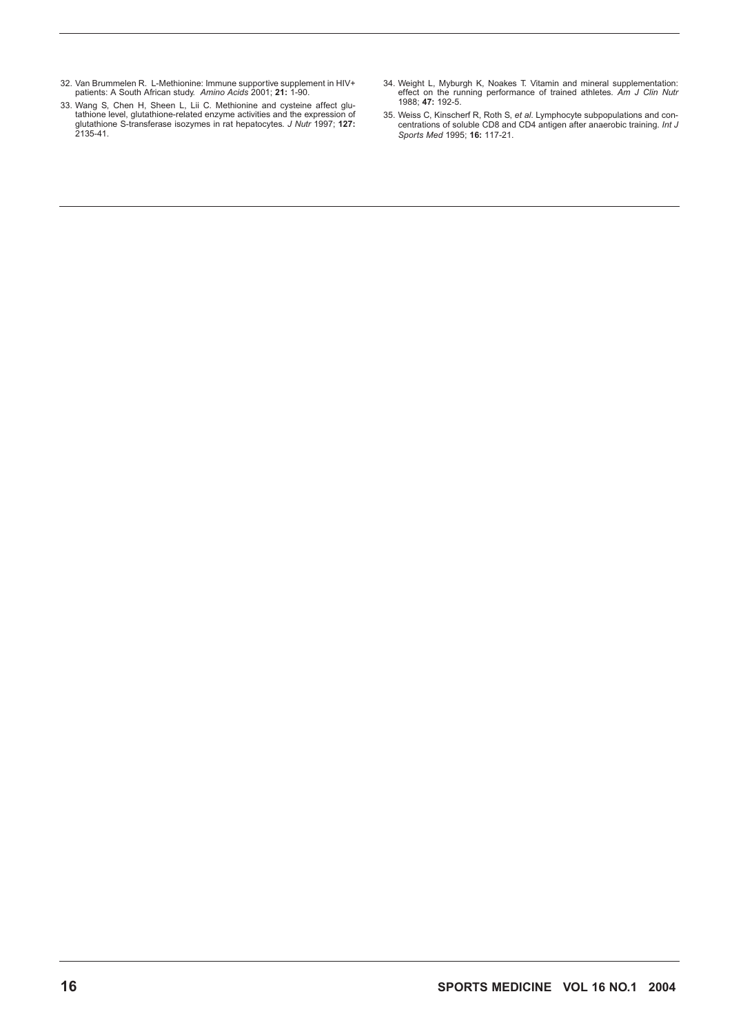32. Van Brummelen R. L-Methionine: Immune supportive supplement in HIV+ patients: A South African study. *Amino Acids* 2001; **21:** 1-90.

33. Wang S, Chen H, Sheen L, Lii C. Methionine and cysteine affect glutathione level, glutathione-related enzyme activities and the expression of glutathione S-transferase isozymes in rat hepatocytes. *J Nutr* 1997; **127:** 2135-41.

34. Weight L, Myburgh K, Noakes T. Vitamin and mineral supplementation: effect on the running performance of trained athletes. *Am J Clin Nutr* 1988; **47:** 192-5.

35. Weiss C, Kinscherf R, Roth S, *et al*. Lymphocyte subpopulations and concentrations of soluble CD8 and CD4 antigen after anaerobic training. *Int J Sports Med* 1995; **16:** 117-21.